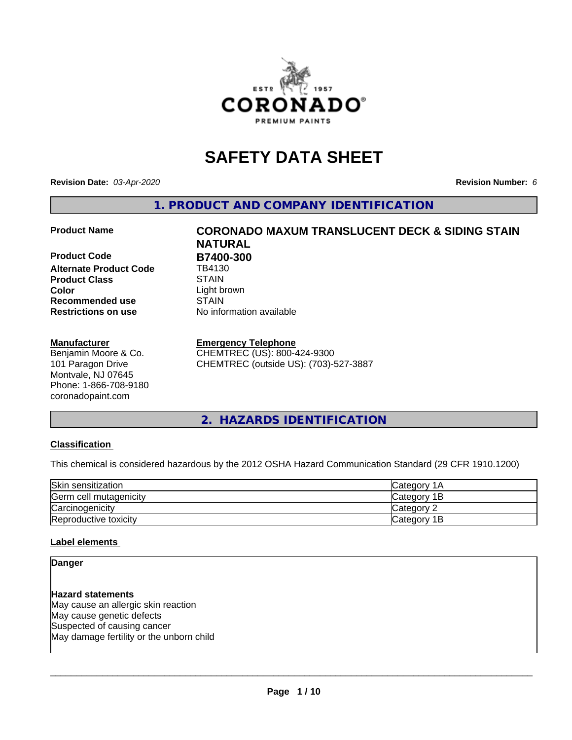# SAFETY DATA SHEET

**Revision Date:** *03-Apr-2020* **Revision Number:** *6*

## 1. PRODUCT AND COMPANY IDENTIFICATION

| | |
|---|---|
| **Product Name** | **CORONADO MAXUM TRANSLUCENT DECK & SIDING STAIN NATURAL** |
| **Product Code** | **B7400-300** |
| **Alternate Product Code** | TB4130 |
| **Product Class** | STAIN |
| **Color** | Light brown |
| **Recommended use** | STAIN |
| **Restrictions on use** | No information available |

**Manufacturer**
Benjamin Moore & Co.
101 Paragon Drive
Montvale, NJ 07645
Phone: 1-866-708-9180
coronadopaint.com

**Emergency Telephone**
CHEMTREC (US): 800-424-9300
CHEMTREC (outside US): (703)-527-3887

## 2. HAZARDS IDENTIFICATION

### Classification

This chemical is considered hazardous by the 2012 OSHA Hazard Communication Standard (29 CFR 1910.1200)

| | |
|---|---|
| Skin sensitization | Category 1A |
| Germ cell mutagenicity | Category 1B |
| Carcinogenicity | Category 2 |
| Reproductive toxicity | Category 1B |

### Label elements

**Danger**

**Hazard statements**
May cause an allergic skin reaction
May cause genetic defects
Suspected of causing cancer
May damage fertility or the unborn child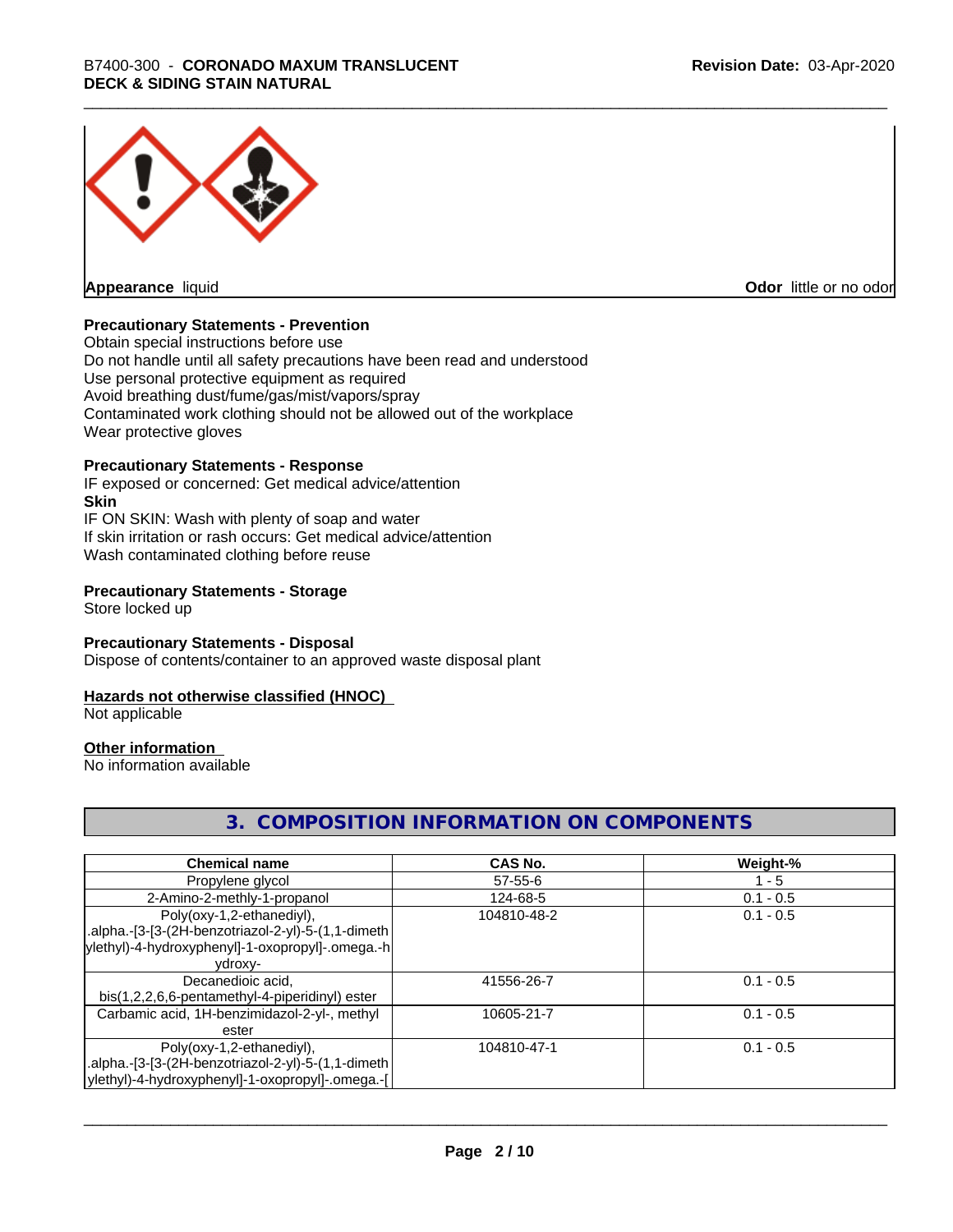| Appearance liquid | Odor little or no odor |
|---|---|

**Precautionary Statements - Prevention**
Obtain special instructions before use
Do not handle until all safety precautions have been read and understood
Use personal protective equipment as required
Avoid breathing dust/fume/gas/mist/vapors/spray
Contaminated work clothing should not be allowed out of the workplace
Wear protective gloves

**Precautionary Statements - Response**
IF exposed or concerned: Get medical advice/attention
**Skin**
IF ON SKIN: Wash with plenty of soap and water
If skin irritation or rash occurs: Get medical advice/attention
Wash contaminated clothing before reuse

**Precautionary Statements - Storage**
Store locked up

**Precautionary Statements - Disposal**
Dispose of contents/container to an approved waste disposal plant

**Hazards not otherwise classified (HNOC)**
Not applicable

**Other information**
No information available

## 3. COMPOSITION INFORMATION ON COMPONENTS

| Chemical name | CAS No. | Weight-% |
|---|---|---|
| Propylene glycol | 57-55-6 | 1 - 5 |
| 2-Amino-2-methly-1-propanol | 124-68-5 | 0.1 - 0.5 |
| Poly(oxy-1,2-ethanediyl), .alpha.-[3-[3-(2H-benzotriazol-2-yl)-5-(1,1-dimethylethyl)-4-hydroxyphenyl]-1-oxopropyl]-.omega.-hydroxy- | 104810-48-2 | 0.1 - 0.5 |
| Decanedioic acid, bis(1,2,2,6,6-pentamethyl-4-piperidinyl) ester | 41556-26-7 | 0.1 - 0.5 |
| Carbamic acid, 1H-benzimidazol-2-yl-, methyl ester | 10605-21-7 | 0.1 - 0.5 |
| Poly(oxy-1,2-ethanediyl), .alpha.-[3-[3-(2H-benzotriazol-2-yl)-5-(1,1-dimethylethyl)-4-hydroxyphenyl]-1-oxopropyl]-.omega.-[ | 104810-47-1 | 0.1 - 0.5 |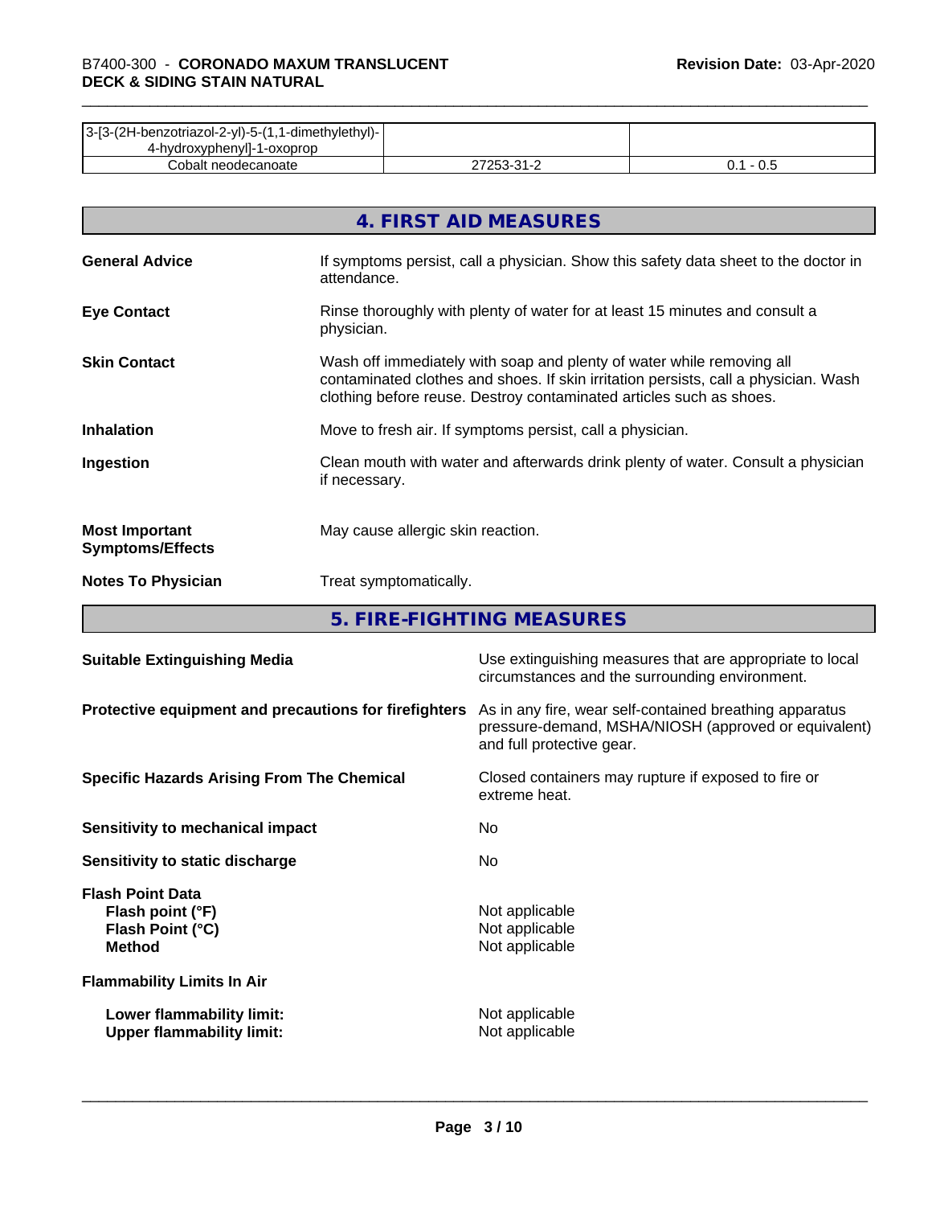| | | |
|---|---|---|
| 3-[3-(2H-benzotriazol-2-yl)-5-(1,1-dimethylethyl)-4-hydroxyphenyl]-1-oxoprop | | |
| Cobalt neodecanoate | 27253-31-2 | 0.1 - 0.5 |

## 4. FIRST AID MEASURES

**General Advice** — If symptoms persist, call a physician. Show this safety data sheet to the doctor in attendance.

**Eye Contact** — Rinse thoroughly with plenty of water for at least 15 minutes and consult a physician.

**Skin Contact** — Wash off immediately with soap and plenty of water while removing all contaminated clothes and shoes. If skin irritation persists, call a physician. Wash clothing before reuse. Destroy contaminated articles such as shoes.

**Inhalation** — Move to fresh air. If symptoms persist, call a physician.

**Ingestion** — Clean mouth with water and afterwards drink plenty of water. Consult a physician if necessary.

**Most Important Symptoms/Effects** — May cause allergic skin reaction.

**Notes To Physician** — Treat symptomatically.

## 5. FIRE-FIGHTING MEASURES

**Suitable Extinguishing Media** — Use extinguishing measures that are appropriate to local circumstances and the surrounding environment.

**Protective equipment and precautions for firefighters** — As in any fire, wear self-contained breathing apparatus pressure-demand, MSHA/NIOSH (approved or equivalent) and full protective gear.

**Specific Hazards Arising From The Chemical** — Closed containers may rupture if exposed to fire or extreme heat.

**Sensitivity to mechanical impact** — No

**Sensitivity to static discharge** — No

**Flash Point Data**

- **Flash point (°F)** — Not applicable
- **Flash Point (°C)** — Not applicable
- **Method** — Not applicable

**Flammability Limits In Air**

- **Lower flammability limit:** — Not applicable
- **Upper flammability limit:** — Not applicable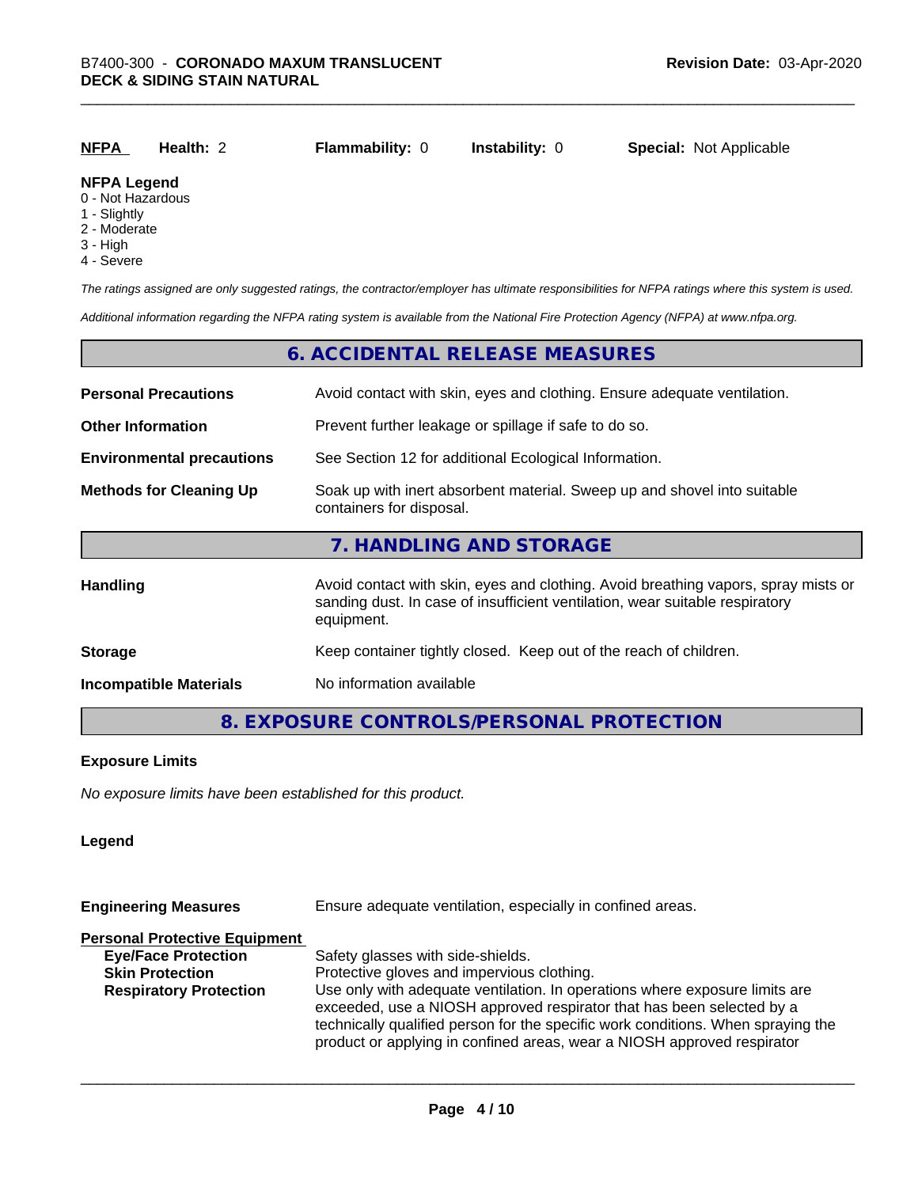| NFPA | Health: 2 | Flammability: 0 | Instability: 0 | Special: Not Applicable |
|---|---|---|---|---|

**NFPA Legend**
0 - Not Hazardous
1 - Slightly
2 - Moderate
3 - High
4 - Severe

*The ratings assigned are only suggested ratings, the contractor/employer has ultimate responsibilities for NFPA ratings where this system is used.*

*Additional information regarding the NFPA rating system is available from the National Fire Protection Agency (NFPA) at www.nfpa.org.*

## 6. ACCIDENTAL RELEASE MEASURES

| | |
|---|---|
| **Personal Precautions** | Avoid contact with skin, eyes and clothing. Ensure adequate ventilation. |
| **Other Information** | Prevent further leakage or spillage if safe to do so. |
| **Environmental precautions** | See Section 12 for additional Ecological Information. |
| **Methods for Cleaning Up** | Soak up with inert absorbent material. Sweep up and shovel into suitable containers for disposal. |

## 7. HANDLING AND STORAGE

| | |
|---|---|
| **Handling** | Avoid contact with skin, eyes and clothing. Avoid breathing vapors, spray mists or sanding dust. In case of insufficient ventilation, wear suitable respiratory equipment. |
| **Storage** | Keep container tightly closed. Keep out of the reach of children. |
| **Incompatible Materials** | No information available |

## 8. EXPOSURE CONTROLS/PERSONAL PROTECTION

**Exposure Limits**

*No exposure limits have been established for this product.*

**Legend**

| | |
|---|---|
| **Engineering Measures** | Ensure adequate ventilation, especially in confined areas. |

**Personal Protective Equipment**

| | |
|---|---|
| **Eye/Face Protection** | Safety glasses with side-shields. |
| **Skin Protection** | Protective gloves and impervious clothing. |
| **Respiratory Protection** | Use only with adequate ventilation. In operations where exposure limits are exceeded, use a NIOSH approved respirator that has been selected by a technically qualified person for the specific work conditions. When spraying the product or applying in confined areas, wear a NIOSH approved respirator |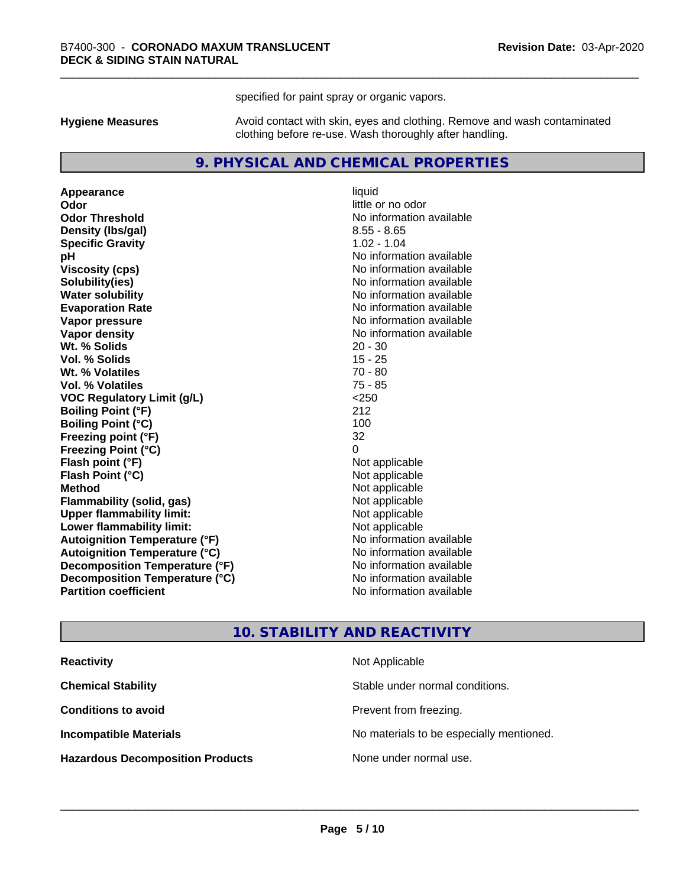specified for paint spray or organic vapors.

**Hygiene Measures** Avoid contact with skin, eyes and clothing. Remove and wash contaminated clothing before re-use. Wash thoroughly after handling.

## 9. PHYSICAL AND CHEMICAL PROPERTIES

| | |
|---|---|
| **Appearance** | liquid |
| **Odor** | little or no odor |
| **Odor Threshold** | No information available |
| **Density (lbs/gal)** | 8.55 - 8.65 |
| **Specific Gravity** | 1.02 - 1.04 |
| **pH** | No information available |
| **Viscosity (cps)** | No information available |
| **Solubility(ies)** | No information available |
| **Water solubility** | No information available |
| **Evaporation Rate** | No information available |
| **Vapor pressure** | No information available |
| **Vapor density** | No information available |
| **Wt. % Solids** | 20 - 30 |
| **Vol. % Solids** | 15 - 25 |
| **Wt. % Volatiles** | 70 - 80 |
| **Vol. % Volatiles** | 75 - 85 |
| **VOC Regulatory Limit (g/L)** | <250 |
| **Boiling Point (°F)** | 212 |
| **Boiling Point (°C)** | 100 |
| **Freezing point (°F)** | 32 |
| **Freezing Point (°C)** | 0 |
| **Flash point (°F)** | Not applicable |
| **Flash Point (°C)** | Not applicable |
| **Method** | Not applicable |
| **Flammability (solid, gas)** | Not applicable |
| **Upper flammability limit:** | Not applicable |
| **Lower flammability limit:** | Not applicable |
| **Autoignition Temperature (°F)** | No information available |
| **Autoignition Temperature (°C)** | No information available |
| **Decomposition Temperature (°F)** | No information available |
| **Decomposition Temperature (°C)** | No information available |
| **Partition coefficient** | No information available |

## 10. STABILITY AND REACTIVITY

| | |
|---|---|
| **Reactivity** | Not Applicable |
| **Chemical Stability** | Stable under normal conditions. |
| **Conditions to avoid** | Prevent from freezing. |
| **Incompatible Materials** | No materials to be especially mentioned. |
| **Hazardous Decomposition Products** | None under normal use. |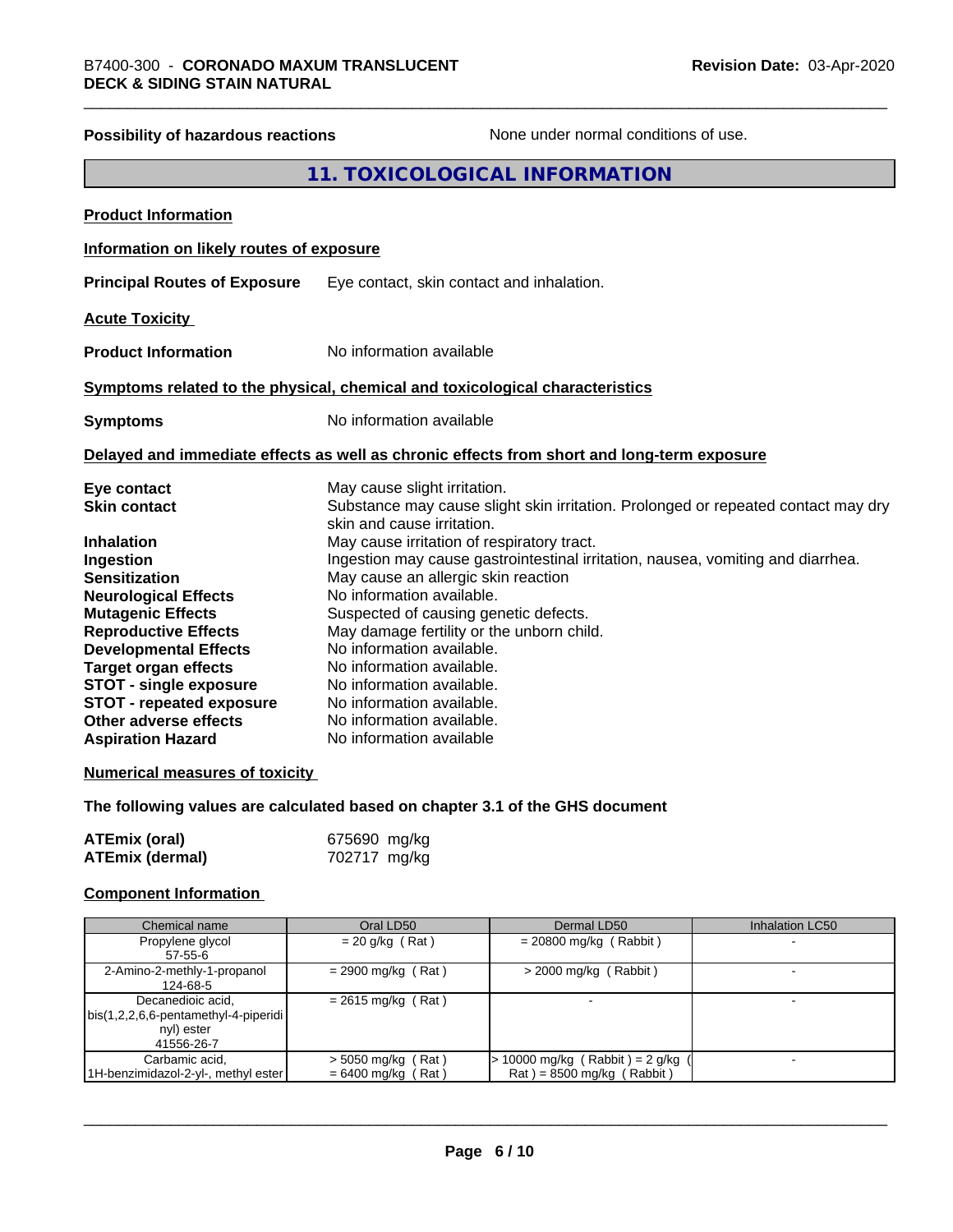**Possibility of hazardous reactions** None under normal conditions of use.

## 11. TOXICOLOGICAL INFORMATION

**Product Information**

**Information on likely routes of exposure**

**Principal Routes of Exposure** Eye contact, skin contact and inhalation.

**Acute Toxicity**

**Product Information** No information available

**Symptoms related to the physical, chemical and toxicological characteristics**

**Symptoms** No information available

**Delayed and immediate effects as well as chronic effects from short and long-term exposure**

| | |
|---|---|
| **Eye contact** | May cause slight irritation. |
| **Skin contact** | Substance may cause slight skin irritation. Prolonged or repeated contact may dry skin and cause irritation. |
| **Inhalation** | May cause irritation of respiratory tract. |
| **Ingestion** | Ingestion may cause gastrointestinal irritation, nausea, vomiting and diarrhea. |
| **Sensitization** | May cause an allergic skin reaction |
| **Neurological Effects** | No information available. |
| **Mutagenic Effects** | Suspected of causing genetic defects. |
| **Reproductive Effects** | May damage fertility or the unborn child. |
| **Developmental Effects** | No information available. |
| **Target organ effects** | No information available. |
| **STOT - single exposure** | No information available. |
| **STOT - repeated exposure** | No information available. |
| **Other adverse effects** | No information available. |
| **Aspiration Hazard** | No information available |

**Numerical measures of toxicity**

**The following values are calculated based on chapter 3.1 of the GHS document**

| | |
|---|---|
| **ATEmix (oral)** | 675690 mg/kg |
| **ATEmix (dermal)** | 702717 mg/kg |

**Component Information**

| Chemical name | Oral LD50 | Dermal LD50 | Inhalation LC50 |
|---|---|---|---|
| Propylene glycol<br>57-55-6 | = 20 g/kg ( Rat ) | = 20800 mg/kg ( Rabbit ) | - |
| 2-Amino-2-methly-1-propanol<br>124-68-5 | = 2900 mg/kg ( Rat ) | > 2000 mg/kg ( Rabbit ) | - |
| Decanedioic acid, bis(1,2,2,6,6-pentamethyl-4-piperidinyl) ester<br>41556-26-7 | = 2615 mg/kg ( Rat ) | - | - |
| Carbamic acid, 1H-benzimidazol-2-yl-, methyl ester | > 5050 mg/kg ( Rat )<br>= 6400 mg/kg ( Rat ) | > 10000 mg/kg ( Rabbit ) = 2 g/kg ( Rat ) = 8500 mg/kg ( Rabbit ) | - |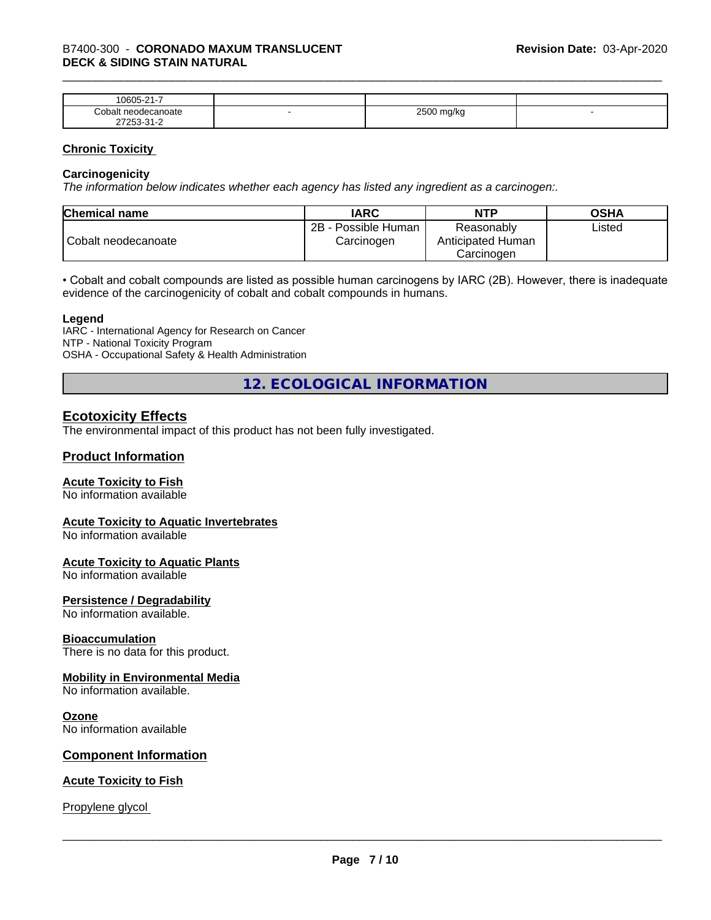| 10605-21-7 | | | |
|---|---|---|---|
| Cobalt neodecanoate 27253-31-2 | - | 2500 mg/kg | - |

## Chronic Toxicity

### Carcinogenicity

*The information below indicates whether each agency has listed any ingredient as a carcinogen:.*

| Chemical name | IARC | NTP | OSHA |
|---|---|---|---|
| Cobalt neodecanoate | 2B - Possible Human Carcinogen | Reasonably Anticipated Human Carcinogen | Listed |

• Cobalt and cobalt compounds are listed as possible human carcinogens by IARC (2B). However, there is inadequate evidence of the carcinogenicity of cobalt and cobalt compounds in humans.

**Legend**
IARC - International Agency for Research on Cancer
NTP - National Toxicity Program
OSHA - Occupational Safety & Health Administration

# 12. ECOLOGICAL INFORMATION

## Ecotoxicity Effects

The environmental impact of this product has not been fully investigated.

## Product Information

### Acute Toxicity to Fish

No information available

### Acute Toxicity to Aquatic Invertebrates

No information available

### Acute Toxicity to Aquatic Plants

No information available

### Persistence / Degradability

No information available.

### Bioaccumulation

There is no data for this product.

### Mobility in Environmental Media

No information available.

### Ozone

No information available

## Component Information

### Acute Toxicity to Fish

Propylene glycol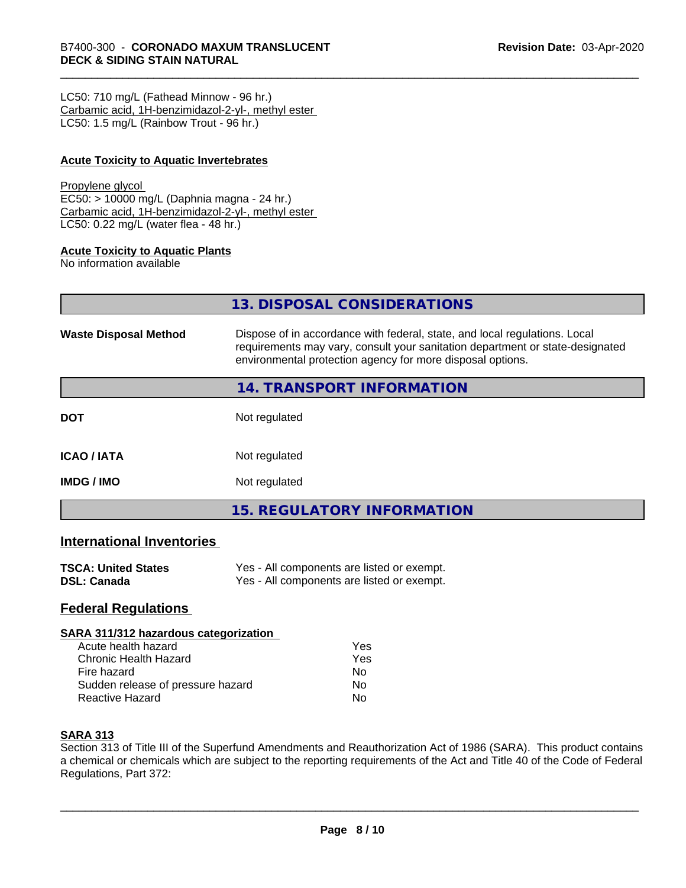LC50: 710 mg/L (Fathead Minnow - 96 hr.)
Carbamic acid, 1H-benzimidazol-2-yl-, methyl ester
LC50: 1.5 mg/L (Rainbow Trout - 96 hr.)

**Acute Toxicity to Aquatic Invertebrates**

Propylene glycol
EC50: > 10000 mg/L (Daphnia magna - 24 hr.)
Carbamic acid, 1H-benzimidazol-2-yl-, methyl ester
LC50: 0.22 mg/L (water flea - 48 hr.)

**Acute Toxicity to Aquatic Plants**
No information available

## 13. DISPOSAL CONSIDERATIONS

**Waste Disposal Method** Dispose of in accordance with federal, state, and local regulations. Local requirements may vary, consult your sanitation department or state-designated environmental protection agency for more disposal options.

## 14. TRANSPORT INFORMATION

**DOT** Not regulated

**ICAO / IATA** Not regulated

**IMDG / IMO** Not regulated

## 15. REGULATORY INFORMATION

### International Inventories

| | |
|---|---|
| **TSCA: United States** | Yes - All components are listed or exempt. |
| **DSL: Canada** | Yes - All components are listed or exempt. |

### Federal Regulations

**SARA 311/312 hazardous categorization**

| | |
|---|---|
| Acute health hazard | Yes |
| Chronic Health Hazard | Yes |
| Fire hazard | No |
| Sudden release of pressure hazard | No |
| Reactive Hazard | No |

**SARA 313**
Section 313 of Title III of the Superfund Amendments and Reauthorization Act of 1986 (SARA). This product contains a chemical or chemicals which are subject to the reporting requirements of the Act and Title 40 of the Code of Federal Regulations, Part 372: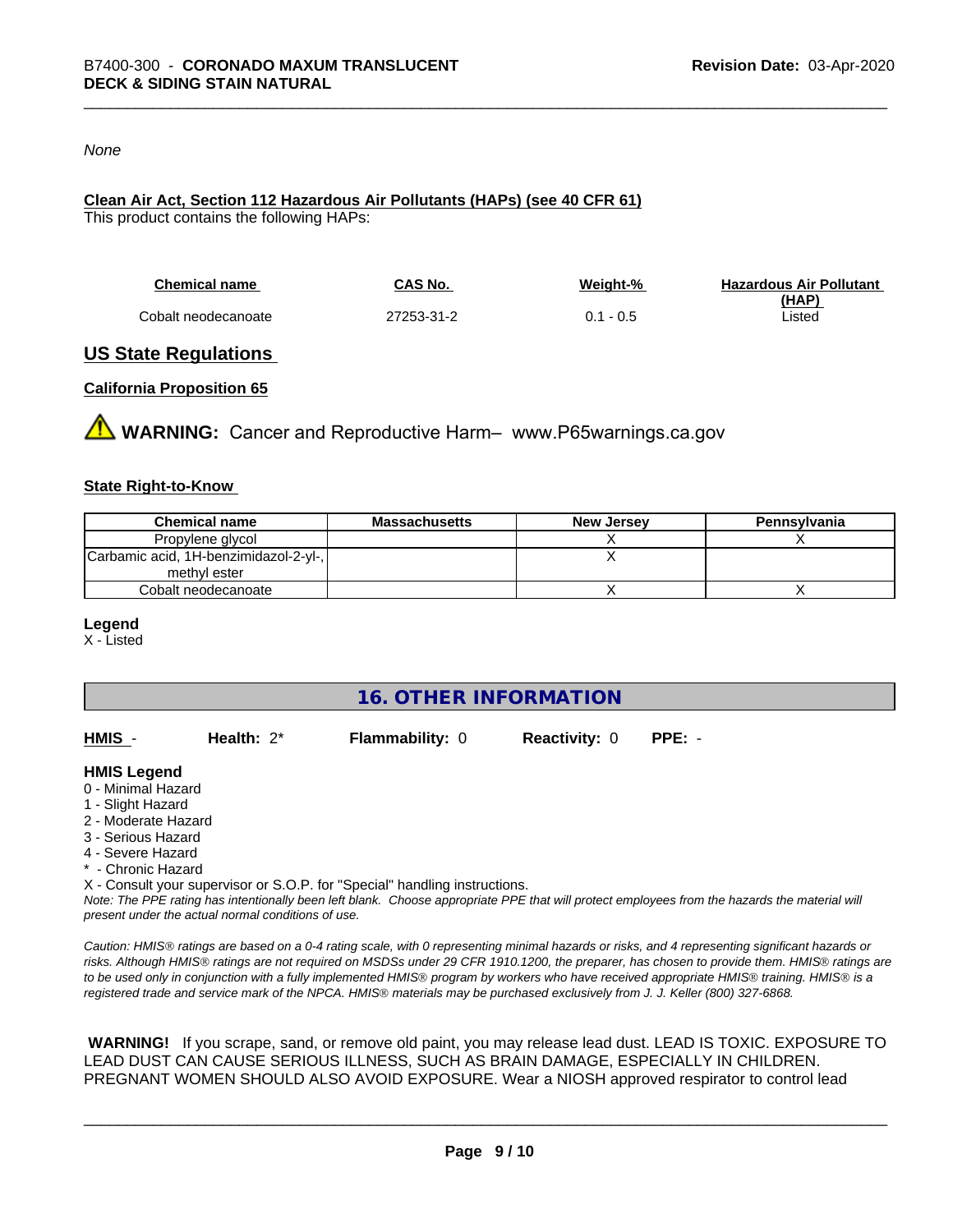*None*

**Clean Air Act, Section 112 Hazardous Air Pollutants (HAPs) (see 40 CFR 61)**

This product contains the following HAPs:

| Chemical name | CAS No. | Weight-% | Hazardous Air Pollutant (HAP) |
|---|---|---|---|
| Cobalt neodecanoate | 27253-31-2 | 0.1 - 0.5 | Listed |

## US State Regulations

### California Proposition 65

⚠ **WARNING:** Cancer and Reproductive Harm– www.P65warnings.ca.gov

### State Right-to-Know

| Chemical name | Massachusetts | New Jersey | Pennsylvania |
|---|---|---|---|
| Propylene glycol | | X | X |
| Carbamic acid, 1H-benzimidazol-2-yl-, methyl ester | | X | |
| Cobalt neodecanoate | | X | X |

**Legend**

X - Listed

## 16. OTHER INFORMATION

**HMIS** - **Health:** 2* **Flammability:** 0 **Reactivity:** 0 **PPE:** -

**HMIS Legend**

0 - Minimal Hazard
1 - Slight Hazard
2 - Moderate Hazard
3 - Serious Hazard
4 - Severe Hazard
* - Chronic Hazard
X - Consult your supervisor or S.O.P. for "Special" handling instructions.

*Note: The PPE rating has intentionally been left blank. Choose appropriate PPE that will protect employees from the hazards the material will present under the actual normal conditions of use.*

*Caution: HMIS® ratings are based on a 0-4 rating scale, with 0 representing minimal hazards or risks, and 4 representing significant hazards or risks. Although HMIS® ratings are not required on MSDSs under 29 CFR 1910.1200, the preparer, has chosen to provide them. HMIS® ratings are to be used only in conjunction with a fully implemented HMIS® program by workers who have received appropriate HMIS® training. HMIS® is a registered trade and service mark of the NPCA. HMIS® materials may be purchased exclusively from J. J. Keller (800) 327-6868.*

**WARNING!** If you scrape, sand, or remove old paint, you may release lead dust. LEAD IS TOXIC. EXPOSURE TO LEAD DUST CAN CAUSE SERIOUS ILLNESS, SUCH AS BRAIN DAMAGE, ESPECIALLY IN CHILDREN. PREGNANT WOMEN SHOULD ALSO AVOID EXPOSURE. Wear a NIOSH approved respirator to control lead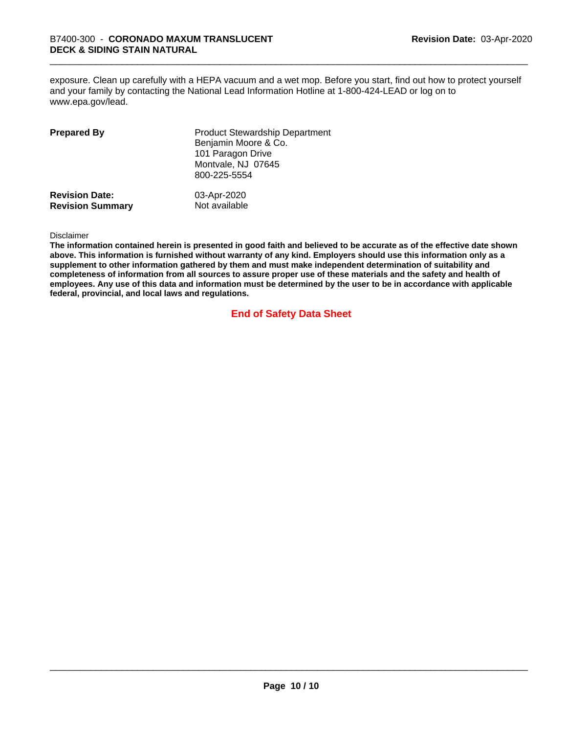exposure. Clean up carefully with a HEPA vacuum and a wet mop. Before you start, find out how to protect yourself and your family by contacting the National Lead Information Hotline at 1-800-424-LEAD or log on to www.epa.gov/lead.

| | |
|---|---|
| **Prepared By** | Product Stewardship Department<br>Benjamin Moore & Co.<br>101 Paragon Drive<br>Montvale, NJ 07645<br>800-225-5554 |
| **Revision Date:** | 03-Apr-2020 |
| **Revision Summary** | Not available |

Disclaimer

**The information contained herein is presented in good faith and believed to be accurate as of the effective date shown above. This information is furnished without warranty of any kind. Employers should use this information only as a supplement to other information gathered by them and must make independent determination of suitability and completeness of information from all sources to assure proper use of these materials and the safety and health of employees. Any use of this data and information must be determined by the user to be in accordance with applicable federal, provincial, and local laws and regulations.**

**End of Safety Data Sheet**